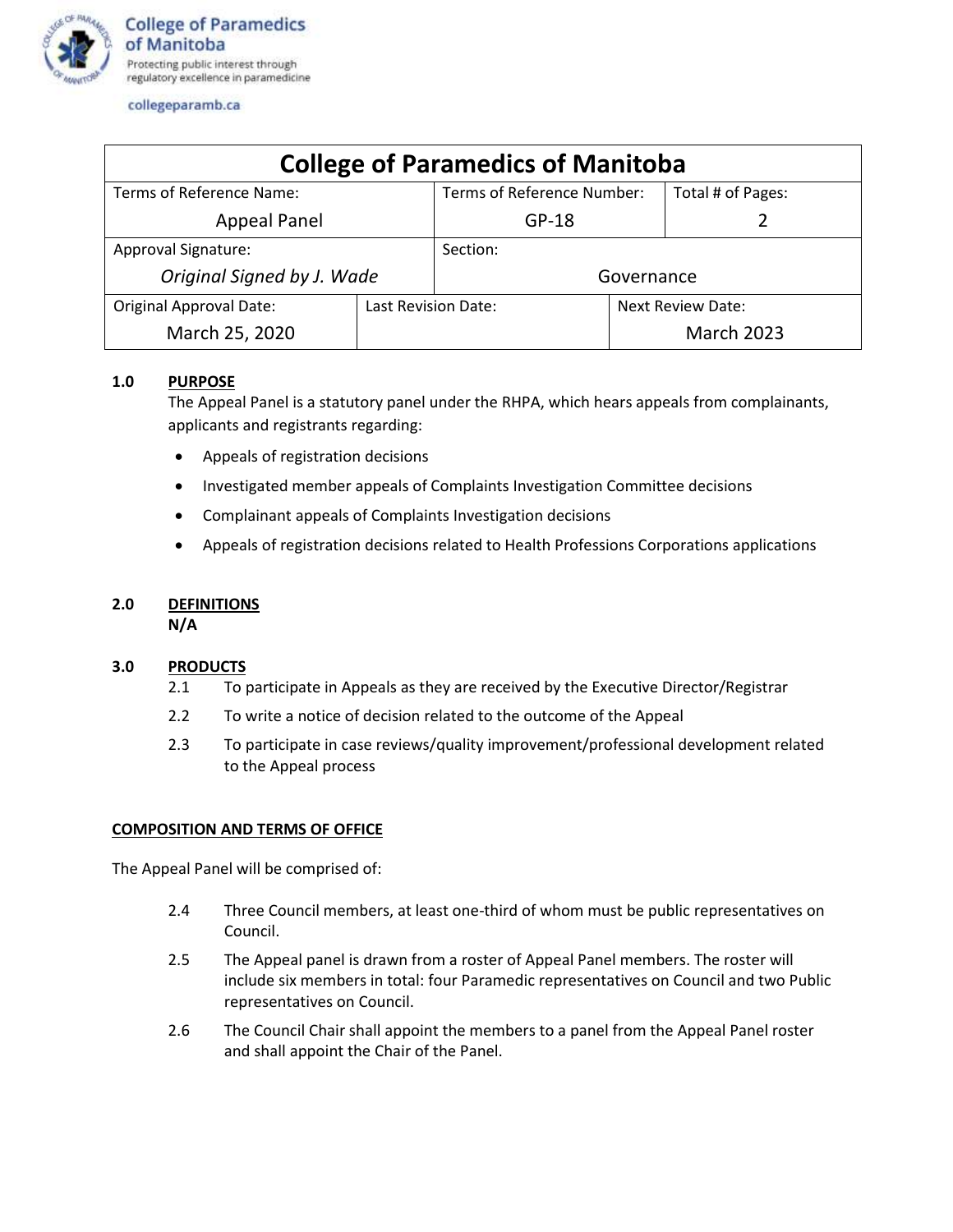College of Paramedics of Manitoba
Protecting public interest through regulatory excellence in paramedicine

collegeparamb.ca

| College of Paramedics of Manitoba | | | |
|---|---|---|---|
| Terms of Reference Name: Appeal Panel | | Terms of Reference Number: GP-18 | Total # of Pages: 2 |
| Approval Signature: *Original Signed by J. Wade* | | Section: Governance | |
| Original Approval Date: March 25, 2020 | Last Revision Date: | Next Review Date: March 2023 | |

**1.0 PURPOSE**

The Appeal Panel is a statutory panel under the RHPA, which hears appeals from complainants, applicants and registrants regarding:

- Appeals of registration decisions
- Investigated member appeals of Complaints Investigation Committee decisions
- Complainant appeals of Complaints Investigation decisions
- Appeals of registration decisions related to Health Professions Corporations applications

**2.0 DEFINITIONS**

**N/A**

**3.0 PRODUCTS**

2.1 To participate in Appeals as they are received by the Executive Director/Registrar

2.2 To write a notice of decision related to the outcome of the Appeal

2.3 To participate in case reviews/quality improvement/professional development related to the Appeal process

**COMPOSITION AND TERMS OF OFFICE**

The Appeal Panel will be comprised of:

2.4 Three Council members, at least one-third of whom must be public representatives on Council.

2.5 The Appeal panel is drawn from a roster of Appeal Panel members. The roster will include six members in total: four Paramedic representatives on Council and two Public representatives on Council.

2.6 The Council Chair shall appoint the members to a panel from the Appeal Panel roster and shall appoint the Chair of the Panel.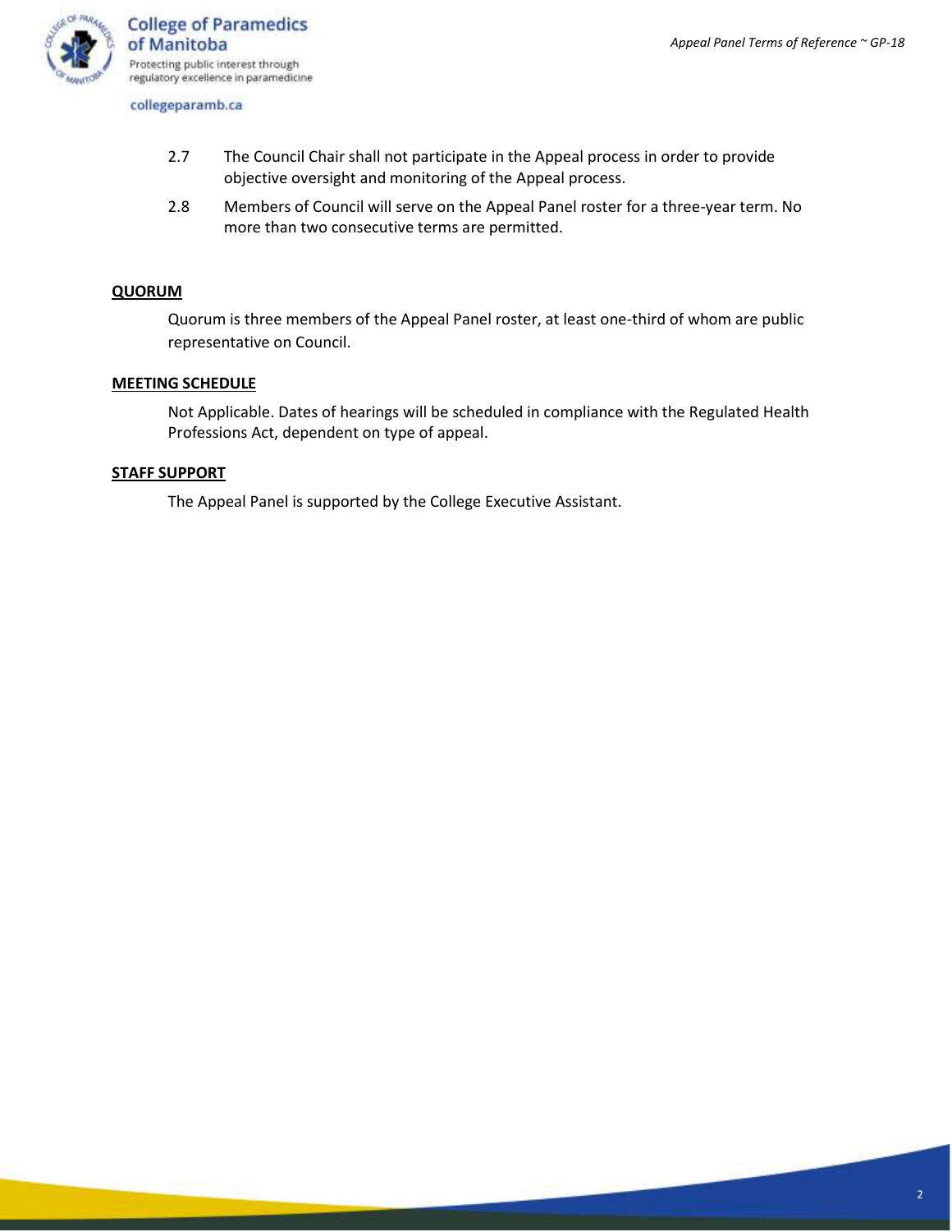2.7 The Council Chair shall not participate in the Appeal process in order to provide objective oversight and monitoring of the Appeal process.

2.8 Members of Council will serve on the Appeal Panel roster for a three-year term. No more than two consecutive terms are permitted.

**QUORUM**

Quorum is three members of the Appeal Panel roster, at least one-third of whom are public representative on Council.

**MEETING SCHEDULE**

Not Applicable. Dates of hearings will be scheduled in compliance with the Regulated Health Professions Act, dependent on type of appeal.

**STAFF SUPPORT**

The Appeal Panel is supported by the College Executive Assistant.